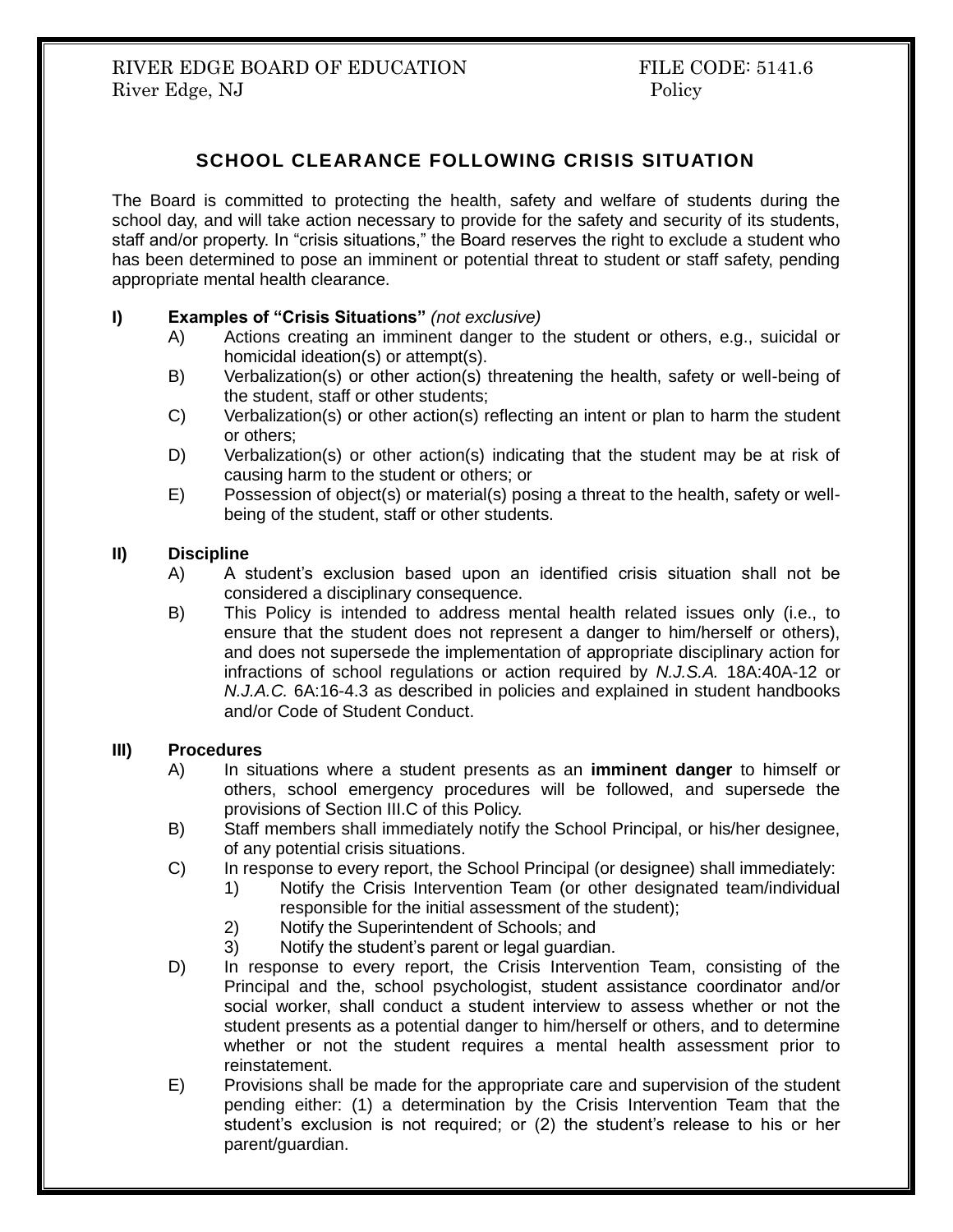RIVER EDGE BOARD OF EDUCATION FILE CODE: 5141.6
River Edge, NJ Policy

# SCHOOL CLEARANCE FOLLOWING CRISIS SITUATION

The Board is committed to protecting the health, safety and welfare of students during the school day, and will take action necessary to provide for the safety and security of its students, staff and/or property. In "crisis situations," the Board reserves the right to exclude a student who has been determined to pose an imminent or potential threat to student or staff safety, pending appropriate mental health clearance.

**I) Examples of "Crisis Situations"** *(not exclusive)*

- A) Actions creating an imminent danger to the student or others, e.g., suicidal or homicidal ideation(s) or attempt(s).
- B) Verbalization(s) or other action(s) threatening the health, safety or well-being of the student, staff or other students;
- C) Verbalization(s) or other action(s) reflecting an intent or plan to harm the student or others;
- D) Verbalization(s) or other action(s) indicating that the student may be at risk of causing harm to the student or others; or
- E) Possession of object(s) or material(s) posing a threat to the health, safety or well-being of the student, staff or other students.

**II) Discipline**

- A) A student's exclusion based upon an identified crisis situation shall not be considered a disciplinary consequence.
- B) This Policy is intended to address mental health related issues only (i.e., to ensure that the student does not represent a danger to him/herself or others), and does not supersede the implementation of appropriate disciplinary action for infractions of school regulations or action required by *N.J.S.A.* 18A:40A-12 or *N.J.A.C.* 6A:16-4.3 as described in policies and explained in student handbooks and/or Code of Student Conduct.

**III) Procedures**

- A) In situations where a student presents as an **imminent danger** to himself or others, school emergency procedures will be followed, and supersede the provisions of Section III.C of this Policy.
- B) Staff members shall immediately notify the School Principal, or his/her designee, of any potential crisis situations.
- C) In response to every report, the School Principal (or designee) shall immediately:
  - 1) Notify the Crisis Intervention Team (or other designated team/individual responsible for the initial assessment of the student);
  - 2) Notify the Superintendent of Schools; and
  - 3) Notify the student's parent or legal guardian.
- D) In response to every report, the Crisis Intervention Team, consisting of the Principal and the, school psychologist, student assistance coordinator and/or social worker, shall conduct a student interview to assess whether or not the student presents as a potential danger to him/herself or others, and to determine whether or not the student requires a mental health assessment prior to reinstatement.
- E) Provisions shall be made for the appropriate care and supervision of the student pending either: (1) a determination by the Crisis Intervention Team that the student's exclusion is not required; or (2) the student's release to his or her parent/guardian.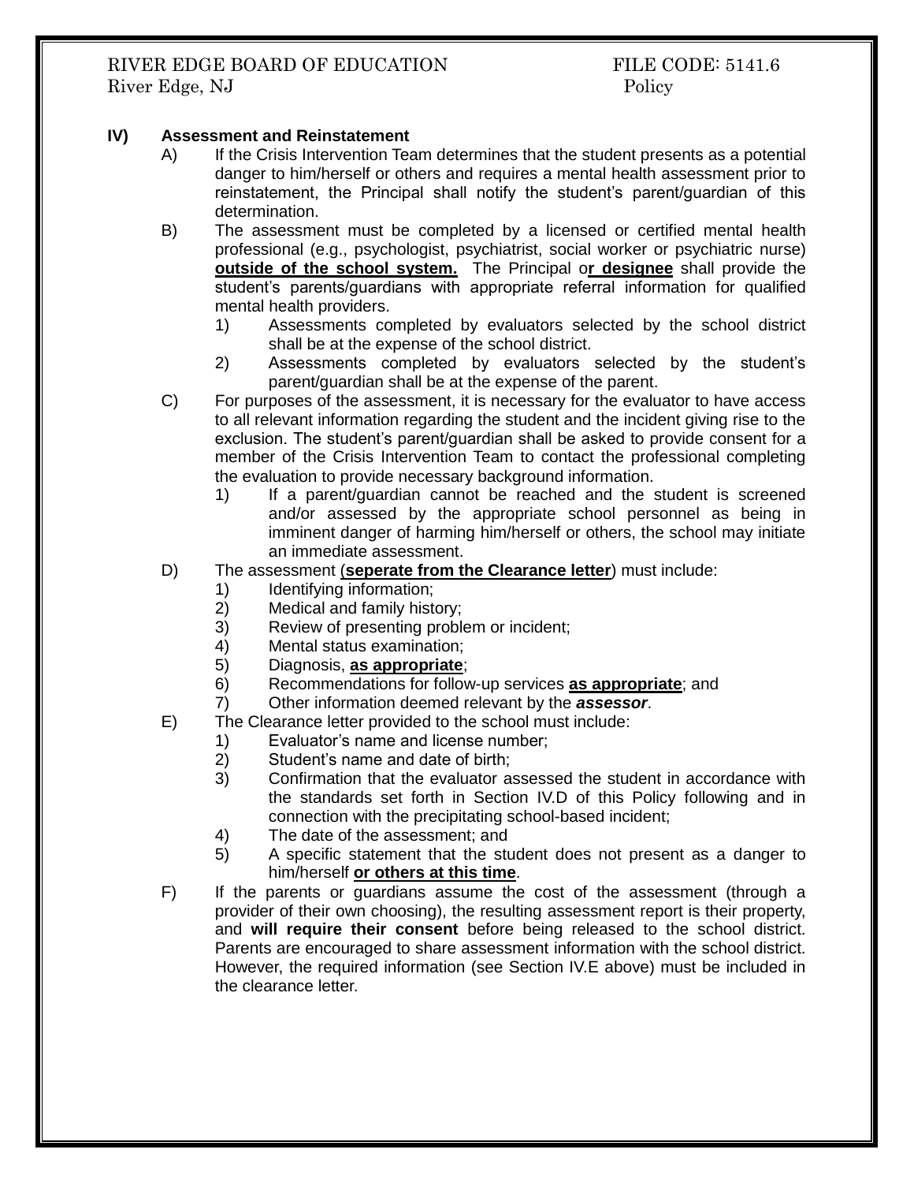**IV) Assessment and Reinstatement**

A) If the Crisis Intervention Team determines that the student presents as a potential danger to him/herself or others and requires a mental health assessment prior to reinstatement, the Principal shall notify the student's parent/guardian of this determination.

B) The assessment must be completed by a licensed or certified mental health professional (e.g., psychologist, psychiatrist, social worker or psychiatric nurse) <u>**outside of the school system.**</u> The Principal o<u>**r designee**</u> shall provide the student's parents/guardians with appropriate referral information for qualified mental health providers.

1) Assessments completed by evaluators selected by the school district shall be at the expense of the school district.
2) Assessments completed by evaluators selected by the student's parent/guardian shall be at the expense of the parent.

C) For purposes of the assessment, it is necessary for the evaluator to have access to all relevant information regarding the student and the incident giving rise to the exclusion. The student's parent/guardian shall be asked to provide consent for a member of the Crisis Intervention Team to contact the professional completing the evaluation to provide necessary background information.

1) If a parent/guardian cannot be reached and the student is screened and/or assessed by the appropriate school personnel as being in imminent danger of harming him/herself or others, the school may initiate an immediate assessment.

D) The assessment (<u>**seperate from the Clearance letter**</u>) must include:

1) Identifying information;
2) Medical and family history;
3) Review of presenting problem or incident;
4) Mental status examination;
5) Diagnosis, <u>**as appropriate**</u>;
6) Recommendations for follow-up services <u>**as appropriate**</u>; and
7) Other information deemed relevant by the ***assessor***.

E) The Clearance letter provided to the school must include:

1) Evaluator's name and license number;
2) Student's name and date of birth;
3) Confirmation that the evaluator assessed the student in accordance with the standards set forth in Section IV.D of this Policy following and in connection with the precipitating school-based incident;
4) The date of the assessment; and
5) A specific statement that the student does not present as a danger to him/herself <u>**or others at this time**</u>.

F) If the parents or guardians assume the cost of the assessment (through a provider of their own choosing), the resulting assessment report is their property, and **will require their consent** before being released to the school district. Parents are encouraged to share assessment information with the school district. However, the required information (see Section IV.E above) must be included in the clearance letter.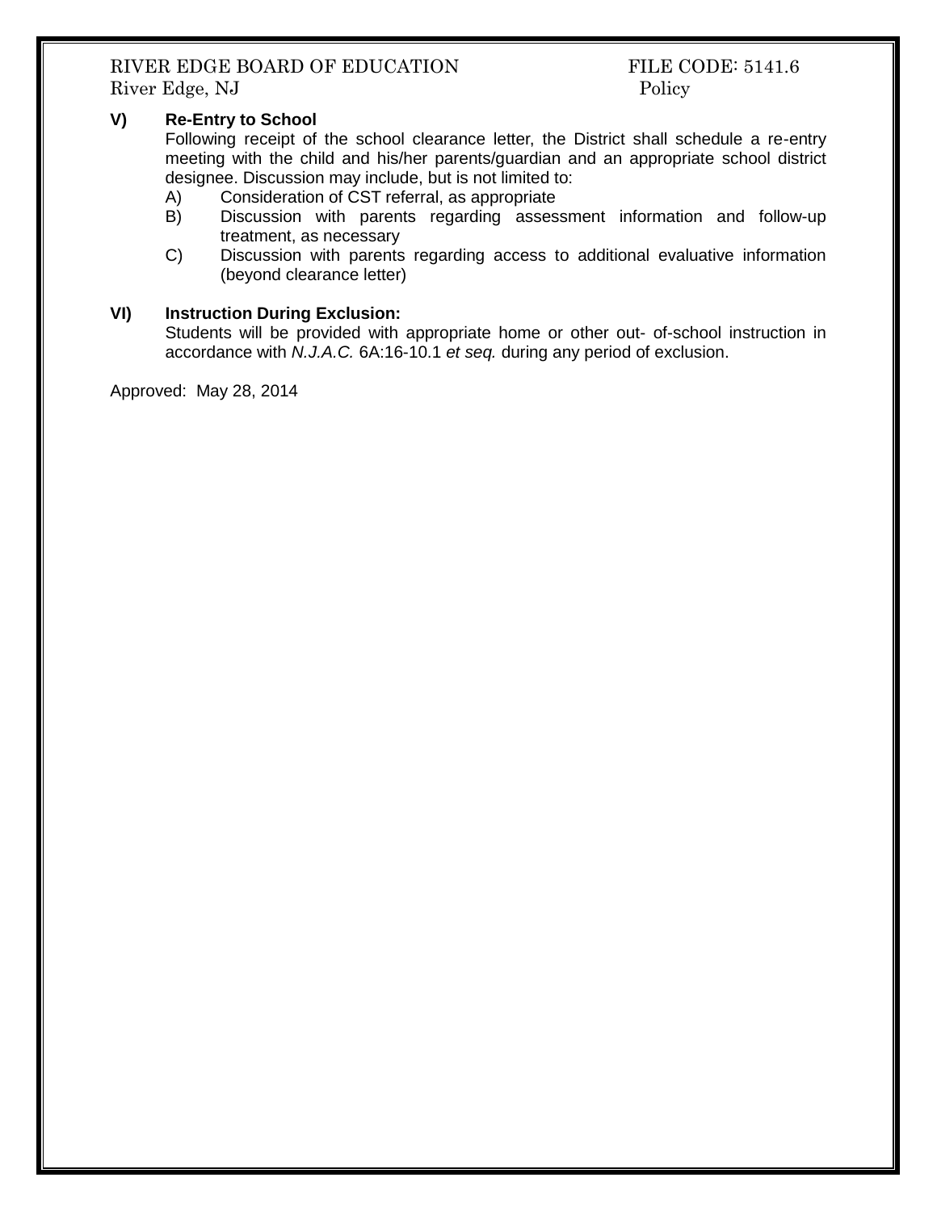**V) Re-Entry to School**

Following receipt of the school clearance letter, the District shall schedule a re-entry meeting with the child and his/her parents/guardian and an appropriate school district designee. Discussion may include, but is not limited to:

A) Consideration of CST referral, as appropriate

B) Discussion with parents regarding assessment information and follow-up treatment, as necessary

C) Discussion with parents regarding access to additional evaluative information (beyond clearance letter)

**VI) Instruction During Exclusion:**

Students will be provided with appropriate home or other out- of-school instruction in accordance with *N.J.A.C.* 6A:16-10.1 *et seq.* during any period of exclusion.

Approved: May 28, 2014